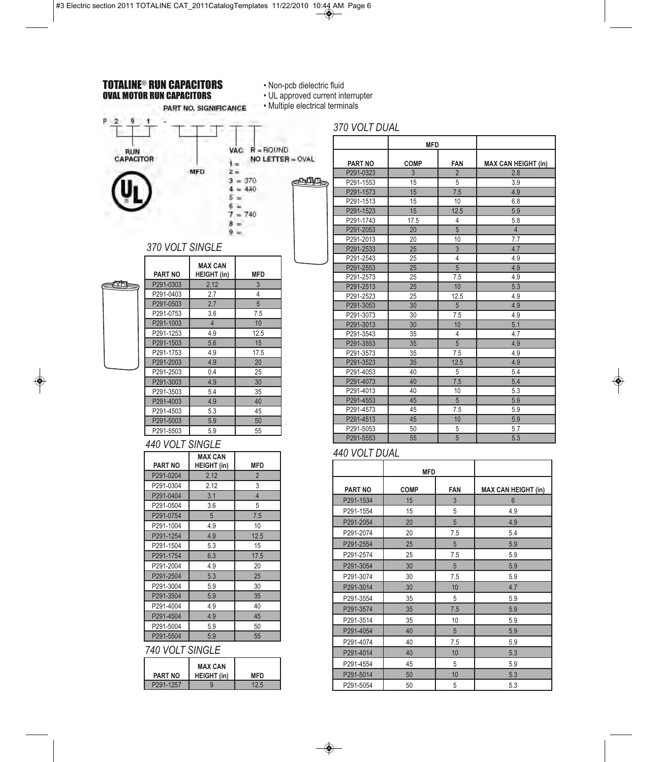# TOTALINE® RUN CAPACITORS

## OVAL MOTOR RUN CAPACITORS

- Non-pcb dielectric fluid
- UL approved current interrupter
- Multiple electrical terminals

PART NO. SIGNIFICANCE

P 2 9 1 - _ _ _ _ _

RUN CAPACITOR

MFD

VAC
1 =
2 =
3 = 370
4 = 440
5 =
6 =
7 = 740
8 =
9 =

R = ROUND
NO LETTER = OVAL

### 370 VOLT SINGLE

| PART NO | MAX CAN HEIGHT (in) | MFD |
|---|---|---|
| P291-0303 | 2.12 | 3 |
| P291-0403 | 2.7 | 4 |
| P291-0503 | 2.7 | 5 |
| P291-0753 | 3.6 | 7.5 |
| P291-1003 | 4 | 10 |
| P291-1253 | 4.9 | 12.5 |
| P291-1503 | 5.6 | 15 |
| P291-1753 | 4.9 | 17.5 |
| P291-2003 | 4.9 | 20 |
| P291-2503 | 0.4 | 25 |
| P291-3003 | 4.9 | 30 |
| P291-3503 | 5.4 | 35 |
| P291-4003 | 4.9 | 40 |
| P291-4503 | 5.3 | 45 |
| P291-5003 | 5.9 | 50 |
| P291-5503 | 5.9 | 55 |

### 440 VOLT SINGLE

| PART NO | MAX CAN HEIGHT (in) | MFD |
|---|---|---|
| P291-0204 | 2.12 | 2 |
| P291-0304 | 2.12 | 3 |
| P291-0404 | 3.1 | 4 |
| P291-0504 | 3.6 | 5 |
| P291-0754 | 5 | 7.5 |
| P291-1004 | 4.9 | 10 |
| P291-1254 | 4.9 | 12.5 |
| P291-1504 | 5.3 | 15 |
| P291-1754 | 6.3 | 17.5 |
| P291-2004 | 4.9 | 20 |
| P291-2504 | 5.3 | 25 |
| P291-3004 | 5.9 | 30 |
| P291-3504 | 5.9 | 35 |
| P291-4004 | 4.9 | 40 |
| P291-4504 | 4.9 | 45 |
| P291-5004 | 5.9 | 50 |
| P291-5504 | 5.9 | 55 |

### 740 VOLT SINGLE

| PART NO | MAX CAN HEIGHT (in) | MFD |
|---|---|---|
| P291-1257 | 9 | 12.5 |

### 370 VOLT DUAL

| | MFD | | |
|---|---|---|---|
| PART NO | COMP | FAN | MAX CAN HEIGHT (in) |
| P291-0323 | 3 | 2 | 2.8 |
| P291-1553 | 15 | 5 | 3.9 |
| P291-1573 | 15 | 7.5 | 4.9 |
| P291-1513 | 15 | 10 | 6.8 |
| P291-1523 | 15 | 12.5 | 5.9 |
| P291-1743 | 17.5 | 4 | 5.8 |
| P291-2053 | 20 | 5 | 4 |
| P291-2013 | 20 | 10 | 7.7 |
| P291-2533 | 25 | 3 | 4.7 |
| P291-2543 | 25 | 4 | 4.9 |
| P291-2553 | 25 | 5 | 4.9 |
| P291-2573 | 25 | 7.5 | 4.9 |
| P291-2513 | 25 | 10 | 5.3 |
| P291-2523 | 25 | 12.5 | 4.9 |
| P291-3053 | 30 | 5 | 4.9 |
| P291-3073 | 30 | 7.5 | 4.9 |
| P291-3013 | 30 | 10 | 5.1 |
| P291-3543 | 35 | 4 | 4.7 |
| P291-3553 | 35 | 5 | 4.9 |
| P291-3573 | 35 | 7.5 | 4.9 |
| P291-3523 | 35 | 12.5 | 4.9 |
| P291-4053 | 40 | 5 | 5.4 |
| P291-4073 | 40 | 7.5 | 5.4 |
| P291-4013 | 40 | 10 | 5.3 |
| P291-4553 | 45 | 5 | 5.9 |
| P291-4573 | 45 | 7.5 | 5.9 |
| P291-4513 | 45 | 10 | 5.9 |
| P291-5053 | 50 | 5 | 5.7 |
| P291-5553 | 55 | 5 | 5.3 |

### 440 VOLT DUAL

| | MFD | | |
|---|---|---|---|
| PART NO | COMP | FAN | MAX CAN HEIGHT (in) |
| P291-1534 | 15 | 3 | 6 |
| P291-1554 | 15 | 5 | 4.9 |
| P291-2054 | 20 | 5 | 4.9 |
| P291-2074 | 20 | 7.5 | 5.4 |
| P291-2554 | 25 | 5 | 5.9 |
| P291-2574 | 25 | 7.5 | 5.9 |
| P291-3054 | 30 | 5 | 5.9 |
| P291-3074 | 30 | 7.5 | 5.9 |
| P291-3014 | 30 | 10 | 4.7 |
| P291-3554 | 35 | 5 | 5.9 |
| P291-3574 | 35 | 7.5 | 5.9 |
| P291-3514 | 35 | 10 | 5.9 |
| P291-4054 | 40 | 5 | 5.9 |
| P291-4074 | 40 | 7.5 | 5.9 |
| P291-4014 | 40 | 10 | 5.3 |
| P291-4554 | 45 | 5 | 5.9 |
| P291-5014 | 50 | 10 | 5.3 |
| P291-5054 | 50 | 5 | 5.3 |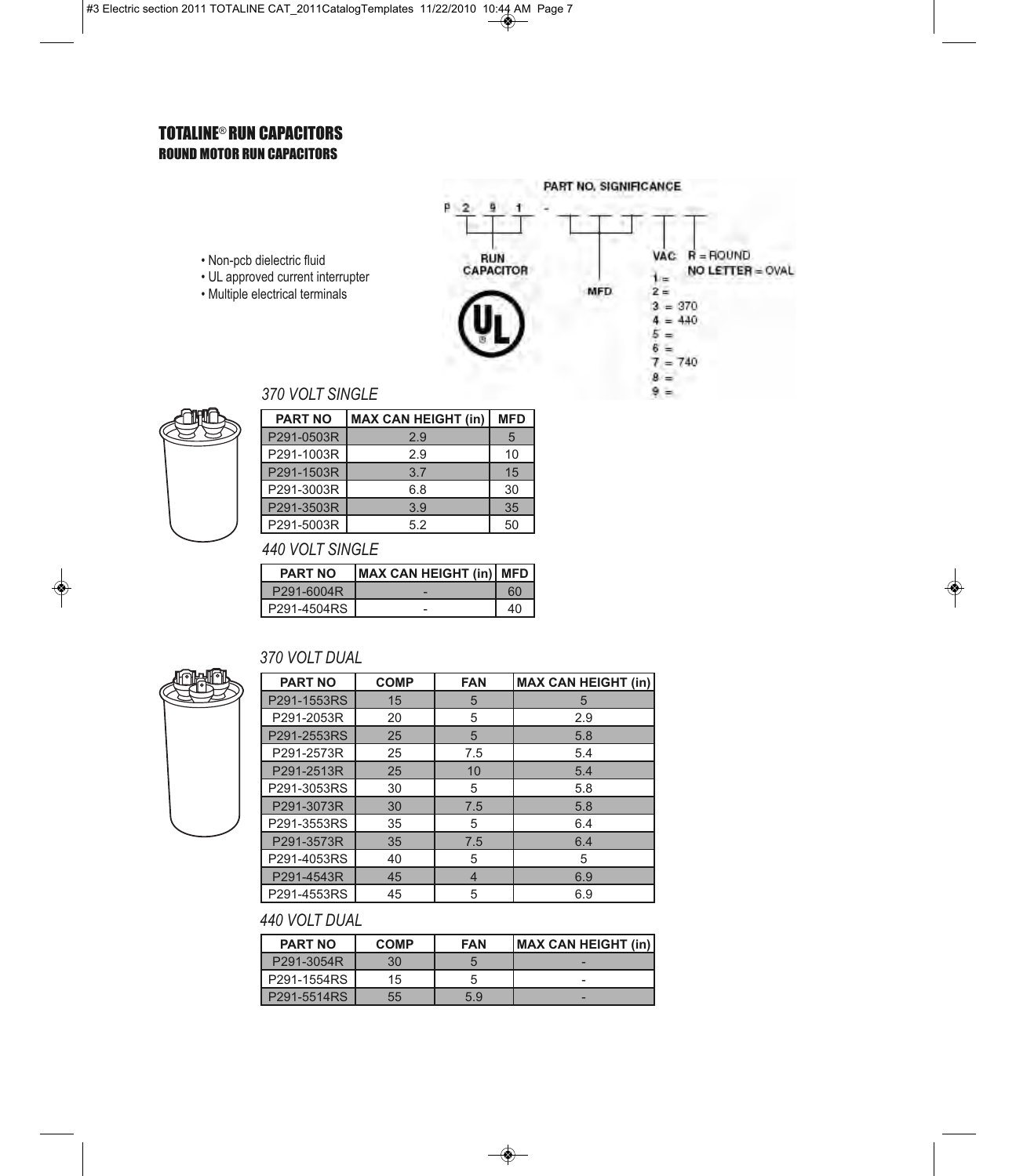## TOTALINE® RUN CAPACITORS
### ROUND MOTOR RUN CAPACITORS

- Non-pcb dielectric fluid
- UL approved current interrupter
- Multiple electrical terminals

PART NO. SIGNIFICANCE

P 2 9 1 - _ _ _ _ _

RUN CAPACITOR

MFD

VAC
1 =
2 =
3 = 370
4 = 440
5 =
6 =
7 = 740
8 =
9 =

R = ROUND
NO LETTER = OVAL

*370 VOLT SINGLE*

| PART NO | MAX CAN HEIGHT (in) | MFD |
|---|---|---|
| P291-0503R | 2.9 | 5 |
| P291-1003R | 2.9 | 10 |
| P291-1503R | 3.7 | 15 |
| P291-3003R | 6.8 | 30 |
| P291-3503R | 3.9 | 35 |
| P291-5003R | 5.2 | 50 |

*440 VOLT SINGLE*

| PART NO | MAX CAN HEIGHT (in) | MFD |
|---|---|---|
| P291-6004R | - | 60 |
| P291-4504RS | - | 40 |

*370 VOLT DUAL*

| PART NO | COMP | FAN | MAX CAN HEIGHT (in) |
|---|---|---|---|
| P291-1553RS | 15 | 5 | 5 |
| P291-2053R | 20 | 5 | 2.9 |
| P291-2553RS | 25 | 5 | 5.8 |
| P291-2573R | 25 | 7.5 | 5.4 |
| P291-2513R | 25 | 10 | 5.4 |
| P291-3053RS | 30 | 5 | 5.8 |
| P291-3073R | 30 | 7.5 | 5.8 |
| P291-3553RS | 35 | 5 | 6.4 |
| P291-3573R | 35 | 7.5 | 6.4 |
| P291-4053RS | 40 | 5 | 5 |
| P291-4543R | 45 | 4 | 6.9 |
| P291-4553RS | 45 | 5 | 6.9 |

*440 VOLT DUAL*

| PART NO | COMP | FAN | MAX CAN HEIGHT (in) |
|---|---|---|---|
| P291-3054R | 30 | 5 | - |
| P291-1554RS | 15 | 5 | - |
| P291-5514RS | 55 | 5.9 | - |